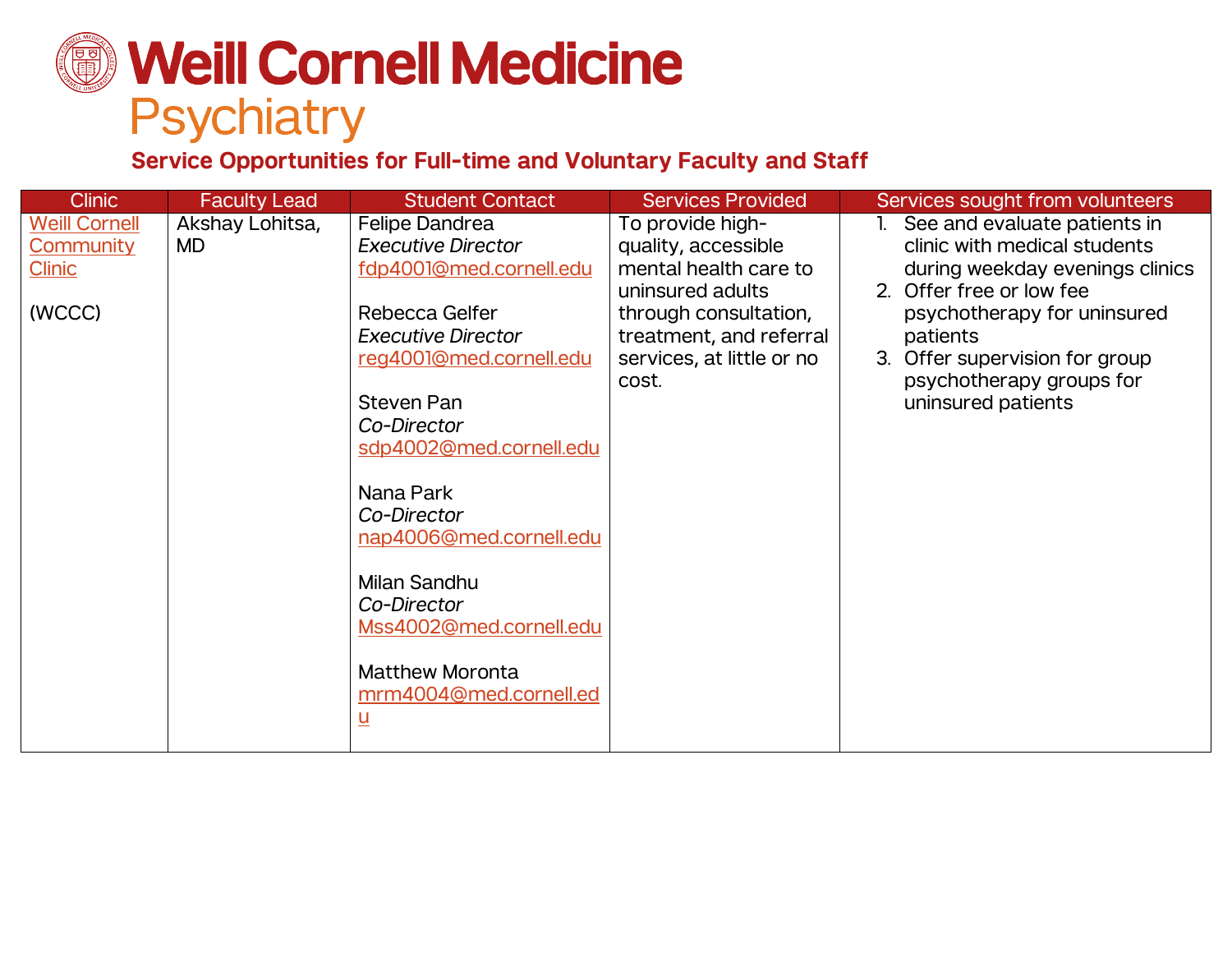# Weill Cornell Medicine

## Psychiatry

### Service Opportunities for Full-time and Voluntary Faculty and Staff

| Clinic | Faculty Lead | Student Contact | Services Provided | Services sought from volunteers |
|---|---|---|---|---|
| Weill Cornell Community Clinic<br><br>(WCCC) | Akshay Lohitsa, MD | Felipe Dandrea<br>*Executive Director*<br>fdp4001@med.cornell.edu<br><br>Rebecca Gelfer<br>*Executive Director*<br>reg4001@med.cornell.edu<br><br>Steven Pan<br>*Co-Director*<br>sdp4002@med.cornell.edu<br><br>Nana Park<br>*Co-Director*<br>nap4006@med.cornell.edu<br><br>Milan Sandhu<br>*Co-Director*<br>Mss4002@med.cornell.edu<br><br>Matthew Moronta<br>mrm4004@med.cornell.edu | To provide high-quality, accessible mental health care to uninsured adults through consultation, treatment, and referral services, at little or no cost. | 1. See and evaluate patients in clinic with medical students during weekday evenings clinics<br>2. Offer free or low fee psychotherapy for uninsured patients<br>3. Offer supervision for group psychotherapy groups for uninsured patients |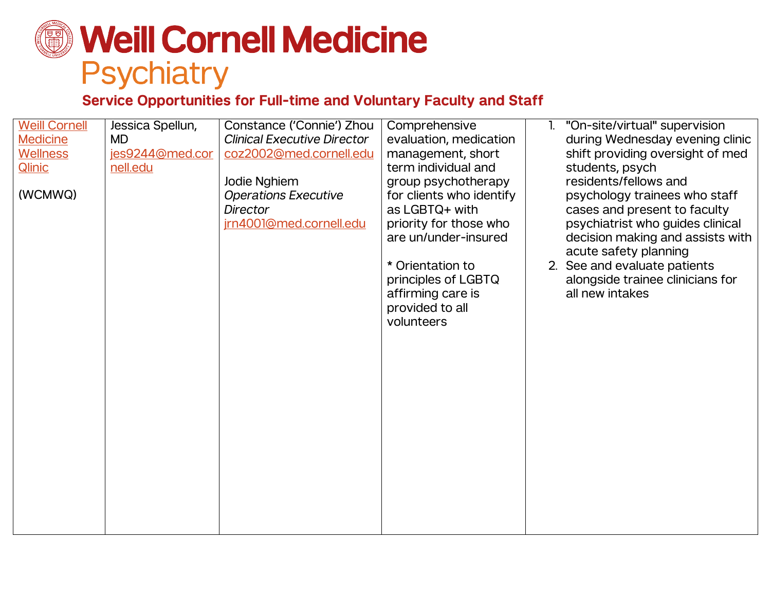# Weill Cornell Medicine

## Psychiatry

### Service Opportunities for Full-time and Voluntary Faculty and Staff

| | | | | |
|---|---|---|---|---|
| Weill Cornell Medicine Wellness Qlinic<br><br>(WCMWQ) | Jessica Spellun, MD<br>jes9244@med.cornell.edu | Constance ('Connie') Zhou<br>*Clinical Executive Director*<br>coz2002@med.cornell.edu<br><br>Jodie Nghiem<br>*Operations Executive Director*<br>jrn4001@med.cornell.edu | Comprehensive evaluation, medication management, short term individual and group psychotherapy for clients who identify as LGBTQ+ with priority for those who are un/under-insured<br><br>* Orientation to principles of LGBTQ affirming care is provided to all volunteers | 1. "On-site/virtual" supervision during Wednesday evening clinic shift providing oversight of med students, psych residents/fellows and psychology trainees who staff cases and present to faculty psychiatrist who guides clinical decision making and assists with acute safety planning<br>2. See and evaluate patients alongside trainee clinicians for all new intakes |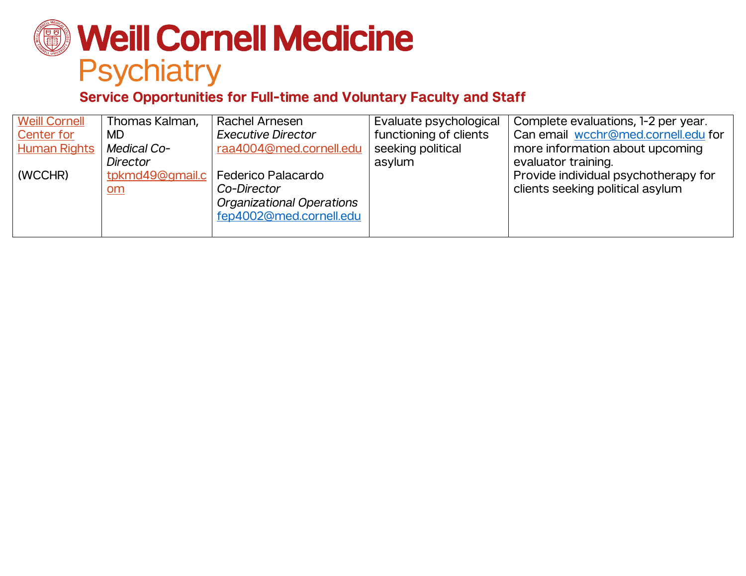# Weill Cornell Medicine

## Psychiatry

### Service Opportunities for Full-time and Voluntary Faculty and Staff

| | | | | |
|---|---|---|---|---|
| Weill Cornell Center for Human Rights<br><br>(WCCHR) | Thomas Kalman, MD<br>*Medical Co-Director*<br>tpkmd49@gmail.com | Rachel Arnesen<br>*Executive Director*<br>raa4004@med.cornell.edu<br><br>Federico Palacardo<br>*Co-Director Organizational Operations*<br>fep4002@med.cornell.edu | Evaluate psychological functioning of clients seeking political asylum | Complete evaluations, 1-2 per year. Can email wcchr@med.cornell.edu for more information about upcoming evaluator training.<br>Provide individual psychotherapy for clients seeking political asylum |